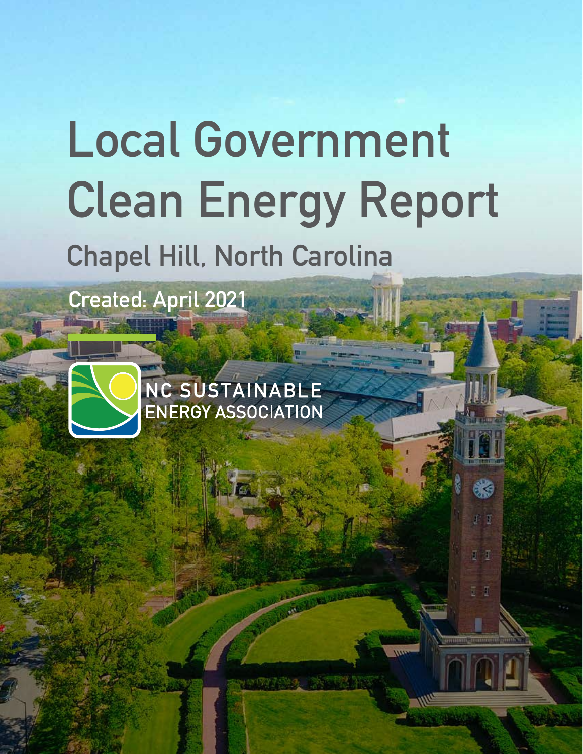# Local Government Clean Energy Report

## Chapel Hill, North Carolina

**Created: April 2021**

NC SUSTAINABLE ENERGY ASSOCIATION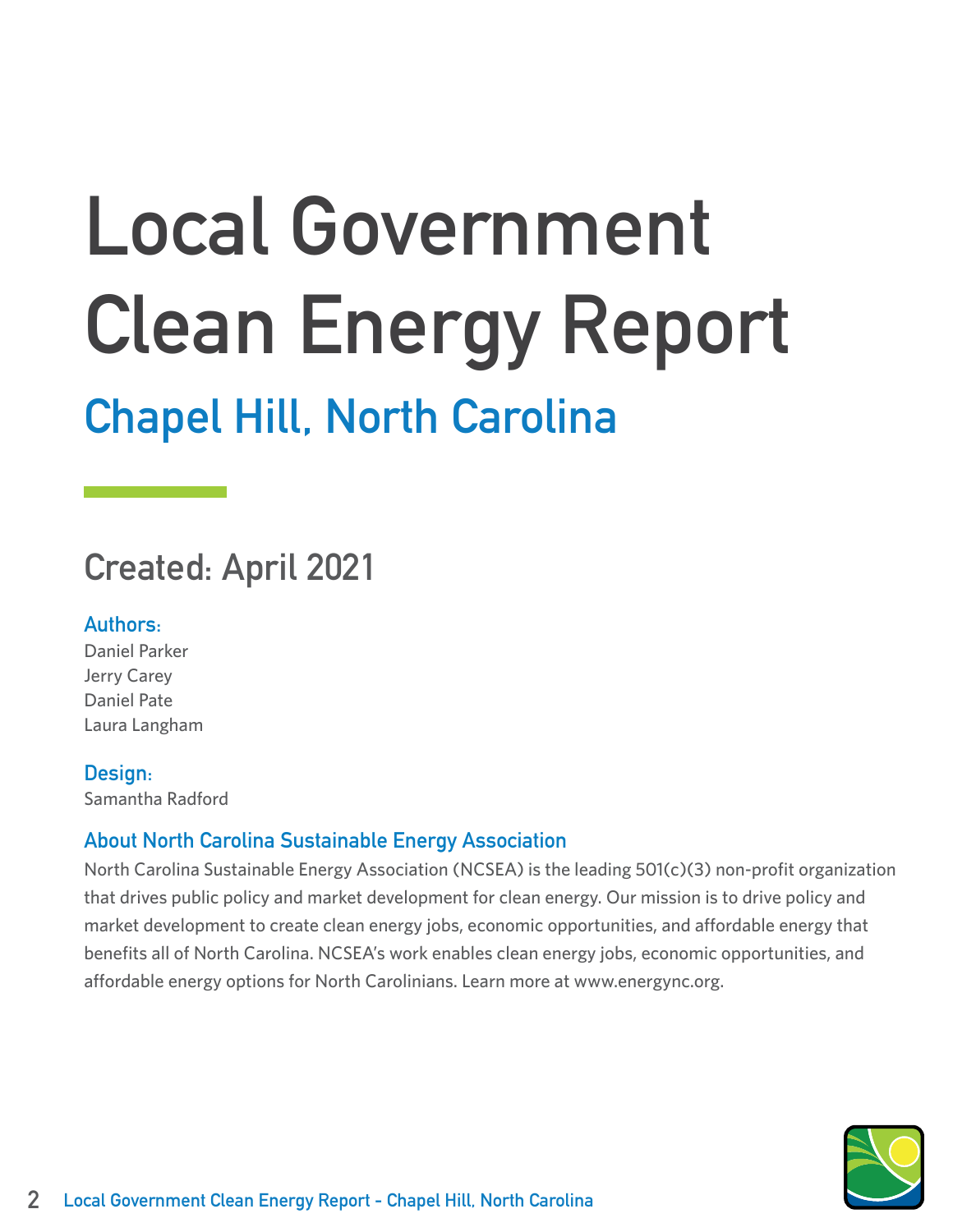# Local Government Clean Energy Report

## Chapel Hill, North Carolina

### Created: April 2021

**Authors:**
Daniel Parker
Jerry Carey
Daniel Pate
Laura Langham

**Design:**
Samantha Radford

**About North Carolina Sustainable Energy Association**

North Carolina Sustainable Energy Association (NCSEA) is the leading 501(c)(3) non-profit organization that drives public policy and market development for clean energy. Our mission is to drive policy and market development to create clean energy jobs, economic opportunities, and affordable energy that benefits all of North Carolina. NCSEA's work enables clean energy jobs, economic opportunities, and affordable energy options for North Carolinians. Learn more at www.energync.org.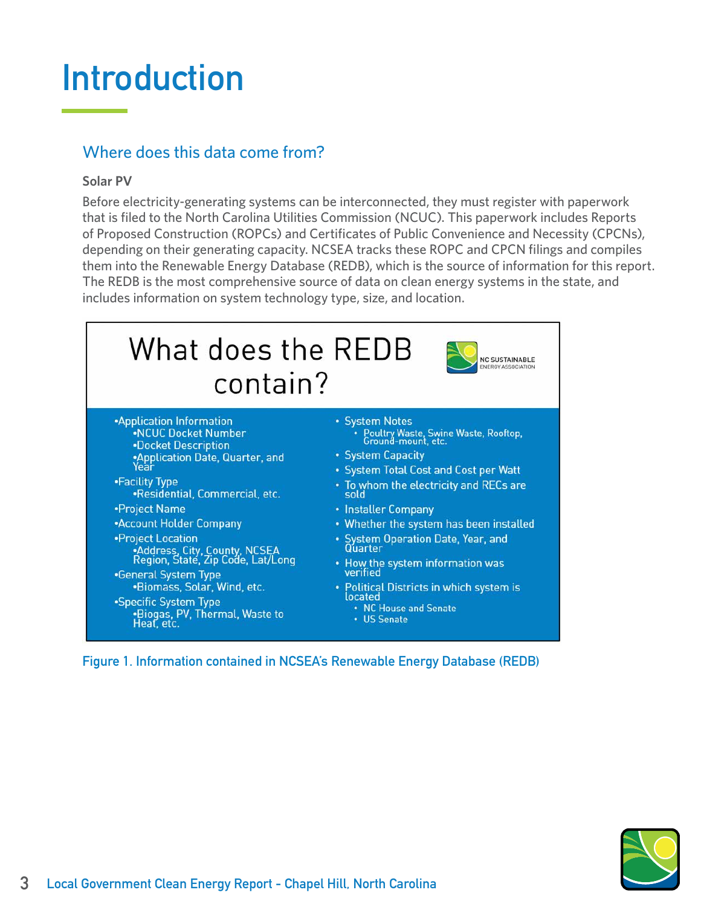# Introduction

## Where does this data come from?

**Solar PV**

Before electricity-generating systems can be interconnected, they must register with paperwork that is filed to the North Carolina Utilities Commission (NCUC). This paperwork includes Reports of Proposed Construction (ROPCs) and Certificates of Public Convenience and Necessity (CPCNs), depending on their generating capacity. NCSEA tracks these ROPC and CPCN filings and compiles them into the Renewable Energy Database (REDB), which is the source of information for this report. The REDB is the most comprehensive source of data on clean energy systems in the state, and includes information on system technology type, size, and location.

### What does the REDB contain?

- Application Information
  - NCUC Docket Number
  - Docket Description
  - Application Date, Quarter, and Year
- Facility Type
  - Residential, Commercial, etc.
- Project Name
- Account Holder Company
- Project Location
  - Address, City, County, NCSEA Region, State, Zip Code, Lat/Long
- General System Type
  - Biomass, Solar, Wind, etc.
- Specific System Type
  - Biogas, PV, Thermal, Waste to Heat, etc.
- System Notes
  - Poultry Waste, Swine Waste, Rooftop, Ground-mount, etc.
- System Capacity
- System Total Cost and Cost per Watt
- To whom the electricity and RECs are sold
- Installer Company
- Whether the system has been installed
- System Operation Date, Year, and Quarter
- How the system information was verified
- Political Districts in which system is located
  - NC House and Senate
  - US Senate

Figure 1. Information contained in NCSEA's Renewable Energy Database (REDB)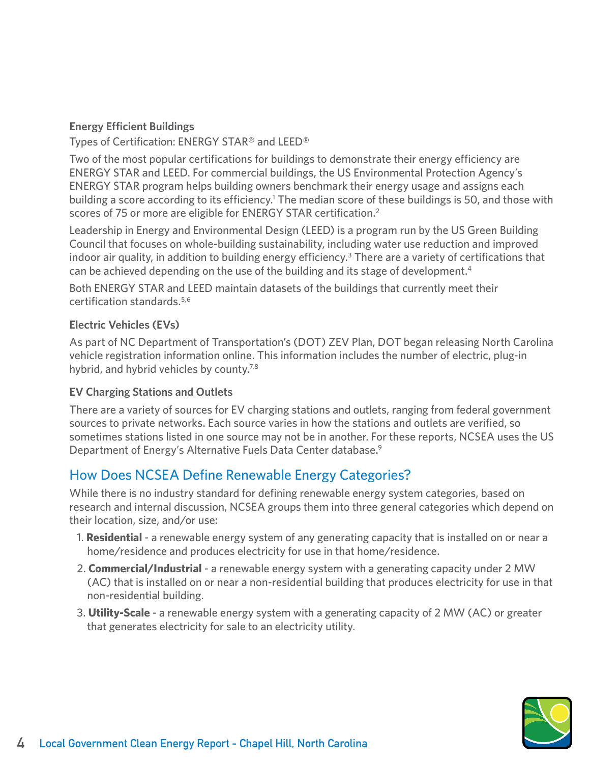### Energy Efficient Buildings

Types of Certification: ENERGY STAR® and LEED®

Two of the most popular certifications for buildings to demonstrate their energy efficiency are ENERGY STAR and LEED. For commercial buildings, the US Environmental Protection Agency's ENERGY STAR program helps building owners benchmark their energy usage and assigns each building a score according to its efficiency.[1] The median score of these buildings is 50, and those with scores of 75 or more are eligible for ENERGY STAR certification.[2]

Leadership in Energy and Environmental Design (LEED) is a program run by the US Green Building Council that focuses on whole-building sustainability, including water use reduction and improved indoor air quality, in addition to building energy efficiency.[3] There are a variety of certifications that can be achieved depending on the use of the building and its stage of development.[4]

Both ENERGY STAR and LEED maintain datasets of the buildings that currently meet their certification standards.[5,6]

### Electric Vehicles (EVs)

As part of NC Department of Transportation's (DOT) ZEV Plan, DOT began releasing North Carolina vehicle registration information online. This information includes the number of electric, plug-in hybrid, and hybrid vehicles by county.[7,8]

### EV Charging Stations and Outlets

There are a variety of sources for EV charging stations and outlets, ranging from federal government sources to private networks. Each source varies in how the stations and outlets are verified, so sometimes stations listed in one source may not be in another. For these reports, NCSEA uses the US Department of Energy's Alternative Fuels Data Center database.[9]

## How Does NCSEA Define Renewable Energy Categories?

While there is no industry standard for defining renewable energy system categories, based on research and internal discussion, NCSEA groups them into three general categories which depend on their location, size, and/or use:

1. **Residential** - a renewable energy system of any generating capacity that is installed on or near a home/residence and produces electricity for use in that home/residence.
2. **Commercial/Industrial** - a renewable energy system with a generating capacity under 2 MW (AC) that is installed on or near a non-residential building that produces electricity for use in that non-residential building.
3. **Utility-Scale** - a renewable energy system with a generating capacity of 2 MW (AC) or greater that generates electricity for sale to an electricity utility.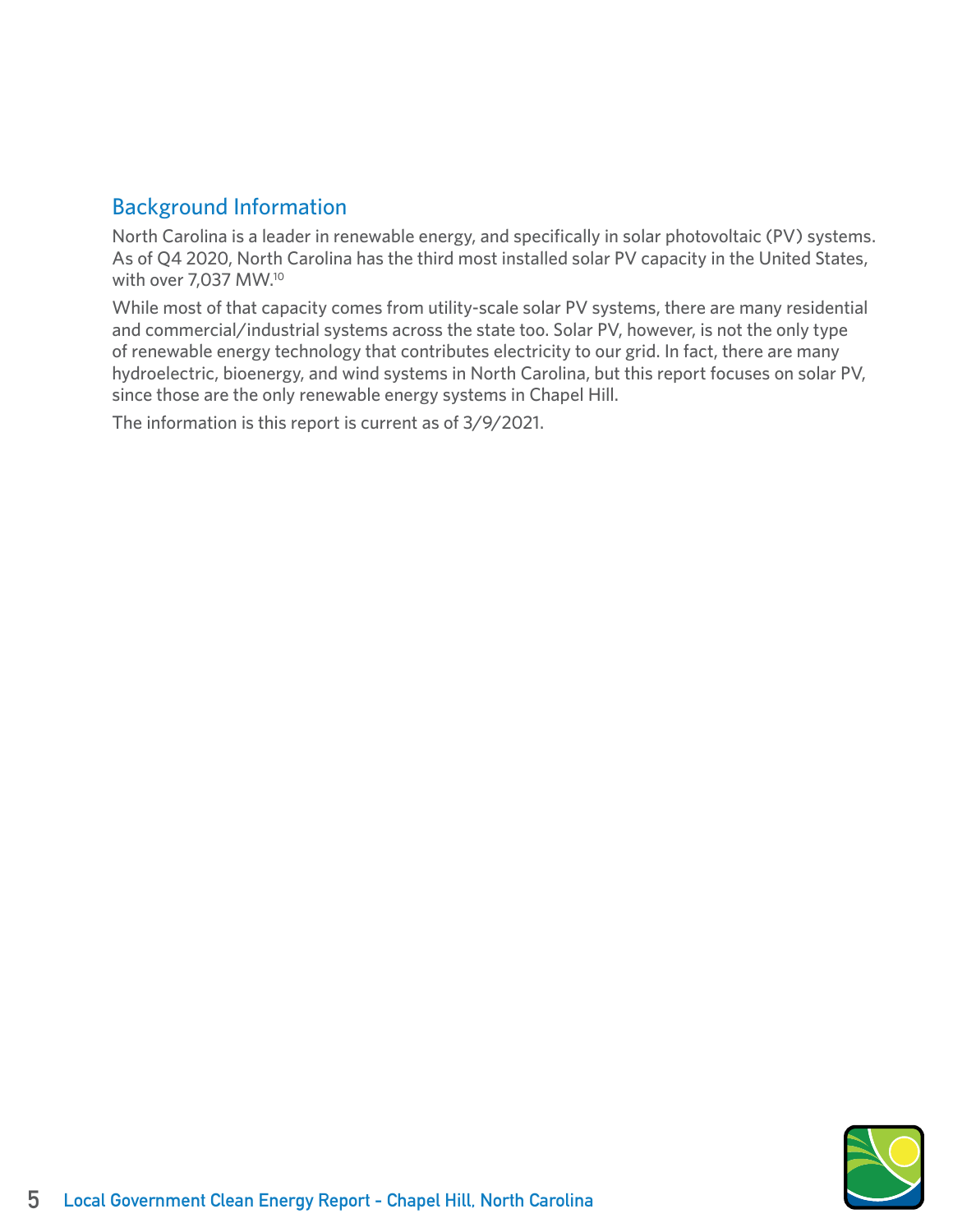## Background Information

North Carolina is a leader in renewable energy, and specifically in solar photovoltaic (PV) systems. As of Q4 2020, North Carolina has the third most installed solar PV capacity in the United States, with over 7,037 MW.[10]

While most of that capacity comes from utility-scale solar PV systems, there are many residential and commercial/industrial systems across the state too. Solar PV, however, is not the only type of renewable energy technology that contributes electricity to our grid. In fact, there are many hydroelectric, bioenergy, and wind systems in North Carolina, but this report focuses on solar PV, since those are the only renewable energy systems in Chapel Hill.

The information is this report is current as of 3/9/2021.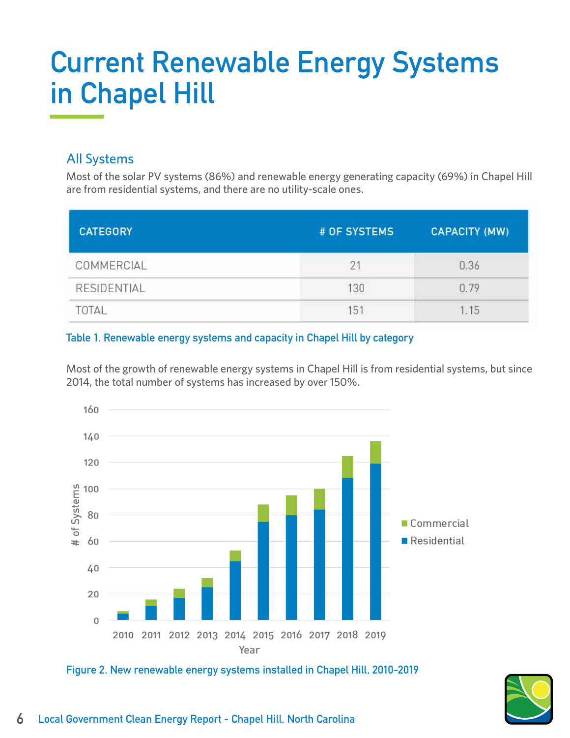# Current Renewable Energy Systems in Chapel Hill

## All Systems

Most of the solar PV systems (86%) and renewable energy generating capacity (69%) in Chapel Hill are from residential systems, and there are no utility-scale ones.

| CATEGORY | # OF SYSTEMS | CAPACITY (MW) |
|---|---|---|
| COMMERCIAL | 21 | 0.36 |
| RESIDENTIAL | 130 | 0.79 |
| TOTAL | 151 | 1.15 |

Table 1. Renewable energy systems and capacity in Chapel Hill by category

Most of the growth of renewable energy systems in Chapel Hill is from residential systems, but since 2014, the total number of systems has increased by over 150%.

Figure 2. New renewable energy systems installed in Chapel Hill, 2010-2019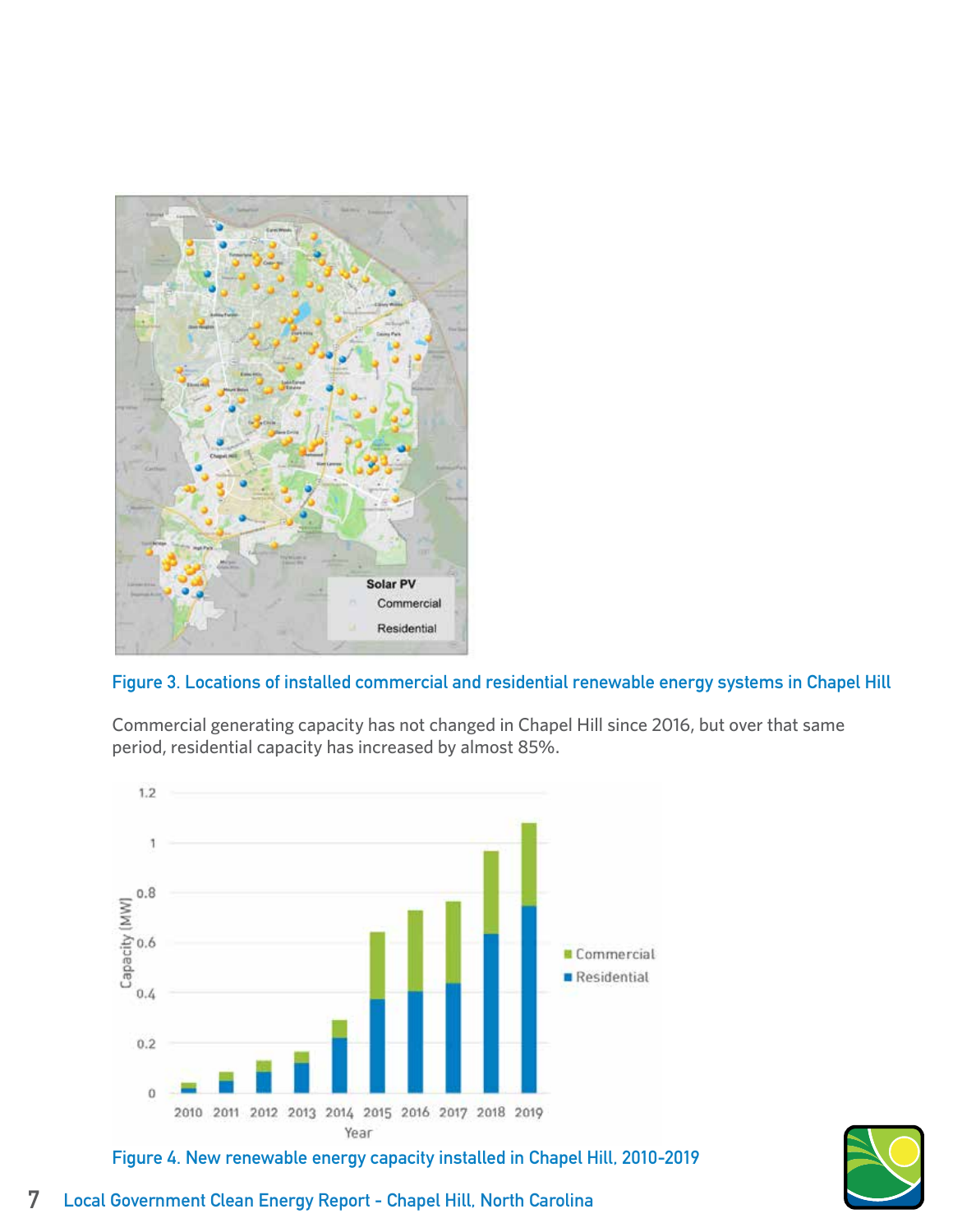Figure 3. Locations of installed commercial and residential renewable energy systems in Chapel Hill

Commercial generating capacity has not changed in Chapel Hill since 2016, but over that same period, residential capacity has increased by almost 85%.

Figure 4. New renewable energy capacity installed in Chapel Hill, 2010-2019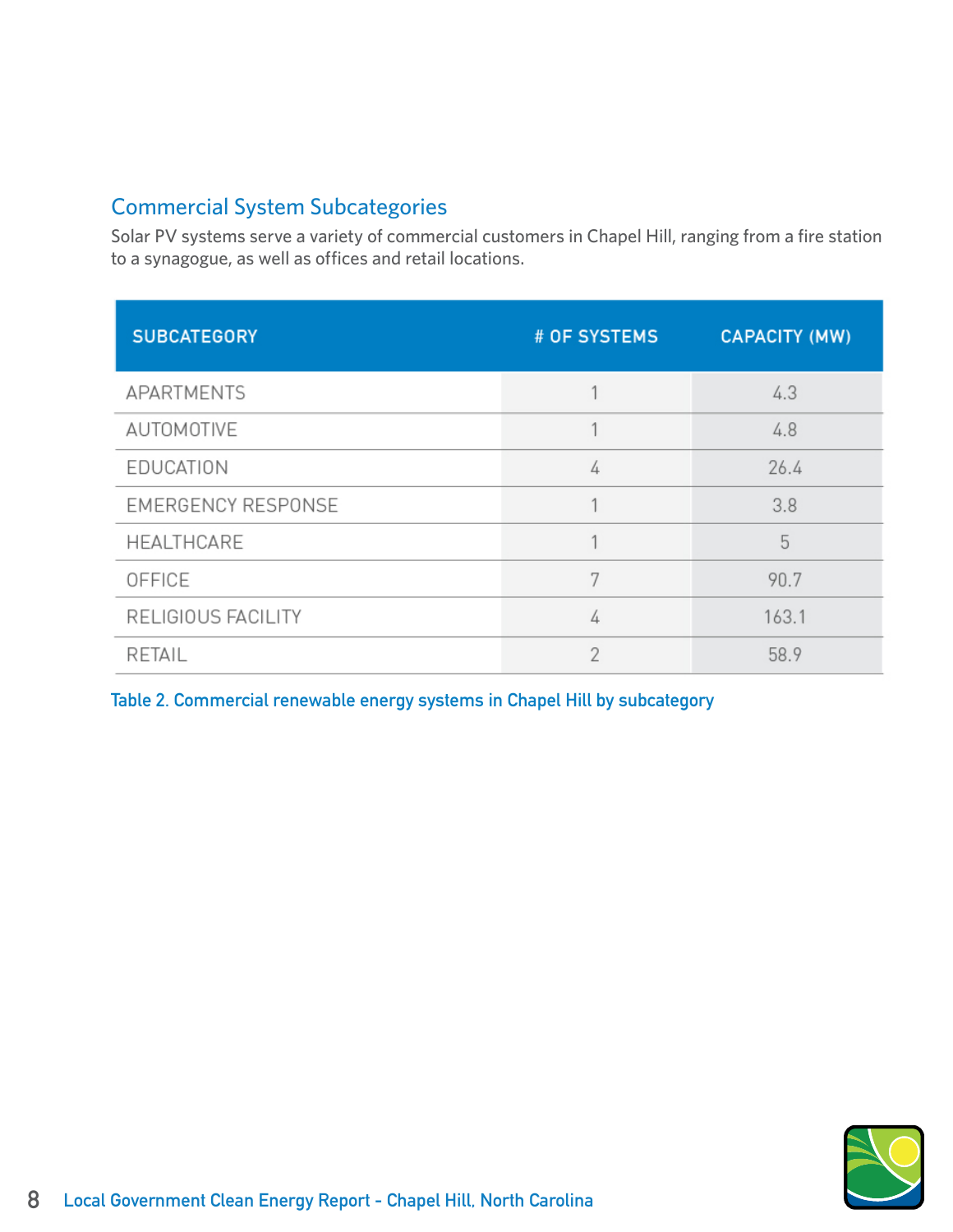## Commercial System Subcategories

Solar PV systems serve a variety of commercial customers in Chapel Hill, ranging from a fire station to a synagogue, as well as offices and retail locations.

| SUBCATEGORY | # OF SYSTEMS | CAPACITY (MW) |
|---|---|---|
| APARTMENTS | 1 | 4.3 |
| AUTOMOTIVE | 1 | 4.8 |
| EDUCATION | 4 | 26.4 |
| EMERGENCY RESPONSE | 1 | 3.8 |
| HEALTHCARE | 1 | 5 |
| OFFICE | 7 | 90.7 |
| RELIGIOUS FACILITY | 4 | 163.1 |
| RETAIL | 2 | 58.9 |

Table 2. Commercial renewable energy systems in Chapel Hill by subcategory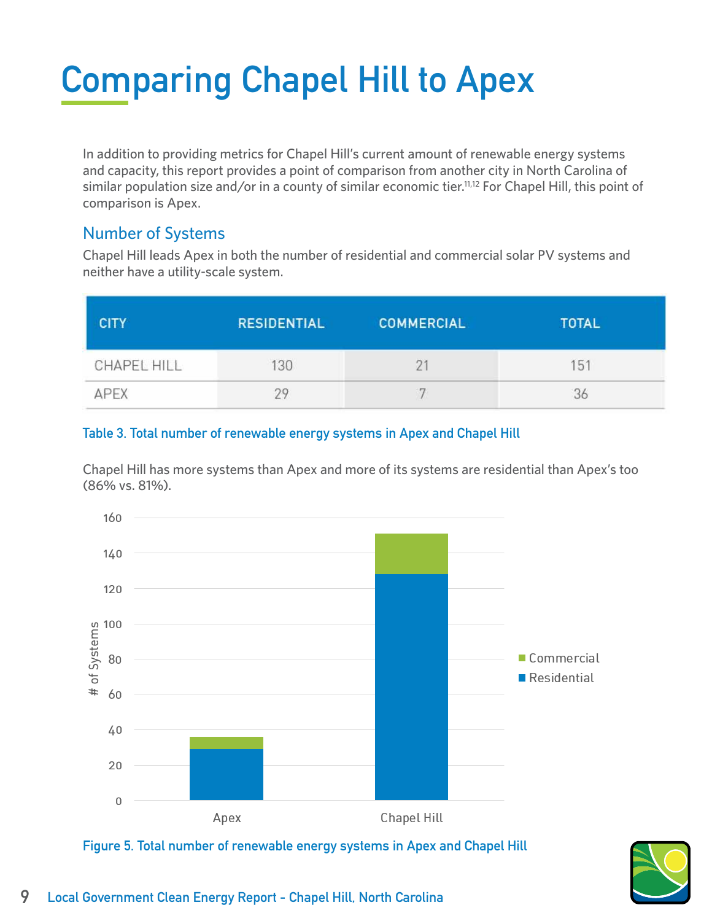# Comparing Chapel Hill to Apex

In addition to providing metrics for Chapel Hill's current amount of renewable energy systems and capacity, this report provides a point of comparison from another city in North Carolina of similar population size and/or in a county of similar economic tier.[11,12] For Chapel Hill, this point of comparison is Apex.

## Number of Systems

Chapel Hill leads Apex in both the number of residential and commercial solar PV systems and neither have a utility-scale system.

| CITY | RESIDENTIAL | COMMERCIAL | TOTAL |
|---|---|---|---|
| CHAPEL HILL | 130 | 21 | 151 |
| APEX | 29 | 7 | 36 |

Table 3. Total number of renewable energy systems in Apex and Chapel Hill

Chapel Hill has more systems than Apex and more of its systems are residential than Apex's too (86% vs. 81%).

Figure 5. Total number of renewable energy systems in Apex and Chapel Hill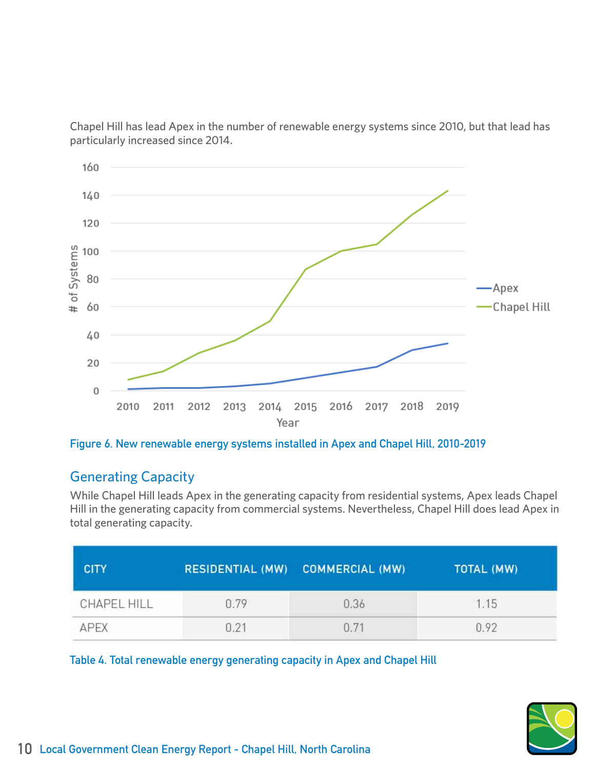Chapel Hill has lead Apex in the number of renewable energy systems since 2010, but that lead has particularly increased since 2014.

Figure 6. New renewable energy systems installed in Apex and Chapel Hill, 2010-2019

## Generating Capacity

While Chapel Hill leads Apex in the generating capacity from residential systems, Apex leads Chapel Hill in the generating capacity from commercial systems. Nevertheless, Chapel Hill does lead Apex in total generating capacity.

| CITY | RESIDENTIAL (MW) | COMMERCIAL (MW) | TOTAL (MW) |
|---|---|---|---|
| CHAPEL HILL | 0.79 | 0.36 | 1.15 |
| APEX | 0.21 | 0.71 | 0.92 |

Table 4. Total renewable energy generating capacity in Apex and Chapel Hill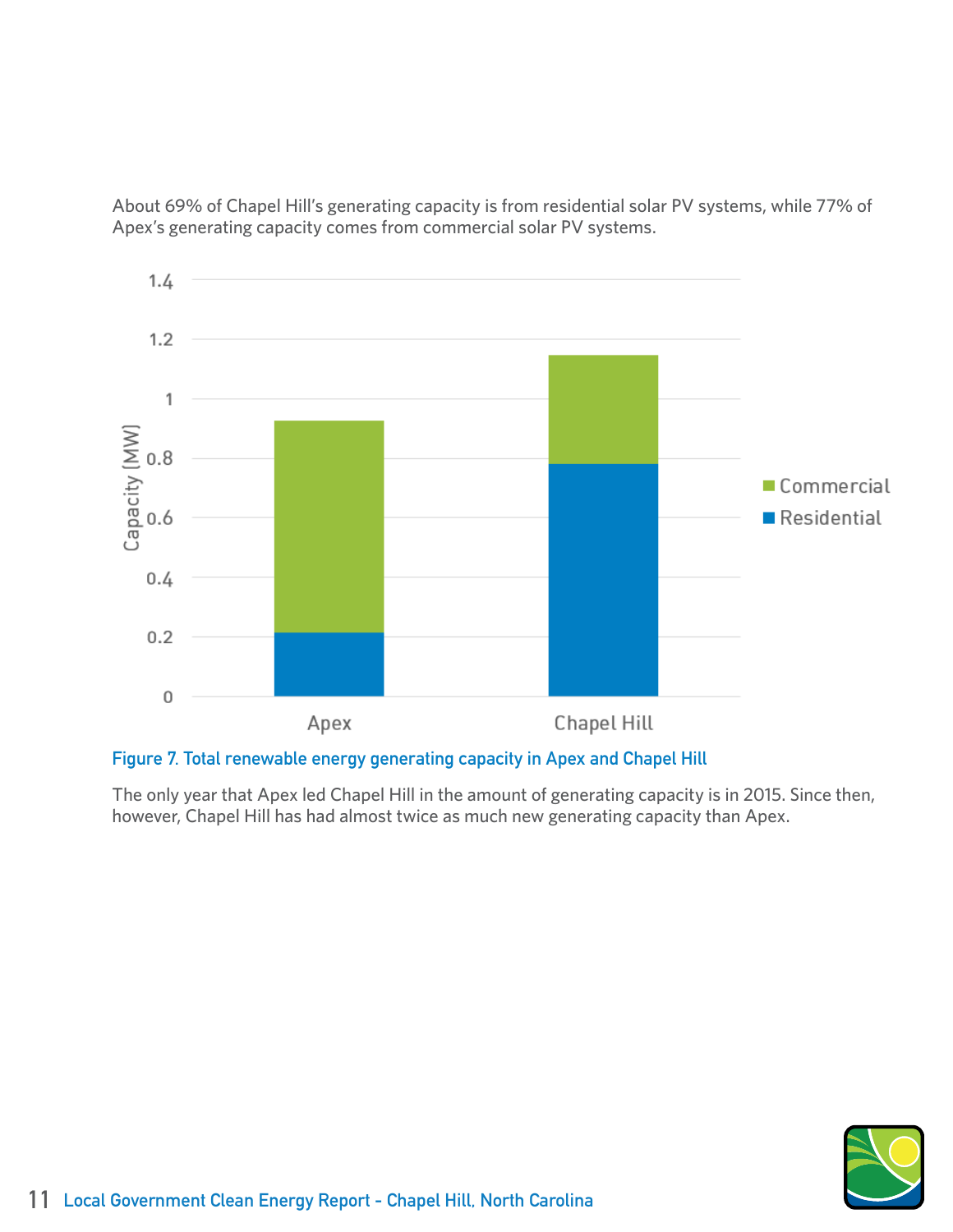About 69% of Chapel Hill's generating capacity is from residential solar PV systems, while 77% of Apex's generating capacity comes from commercial solar PV systems.

Figure 7. Total renewable energy generating capacity in Apex and Chapel Hill

The only year that Apex led Chapel Hill in the amount of generating capacity is in 2015. Since then, however, Chapel Hill has had almost twice as much new generating capacity than Apex.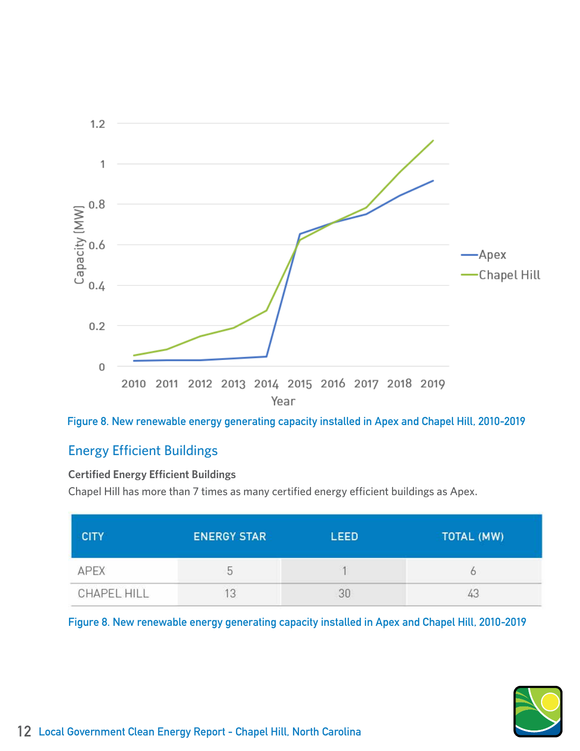Figure 8. New renewable energy generating capacity installed in Apex and Chapel Hill, 2010-2019

## Energy Efficient Buildings

**Certified Energy Efficient Buildings**

Chapel Hill has more than 7 times as many certified energy efficient buildings as Apex.

| CITY | ENERGY STAR | LEED | TOTAL (MW) |
|---|---|---|---|
| APEX | 5 | 1 | 6 |
| CHAPEL HILL | 13 | 30 | 43 |

Figure 8. New renewable energy generating capacity installed in Apex and Chapel Hill, 2010-2019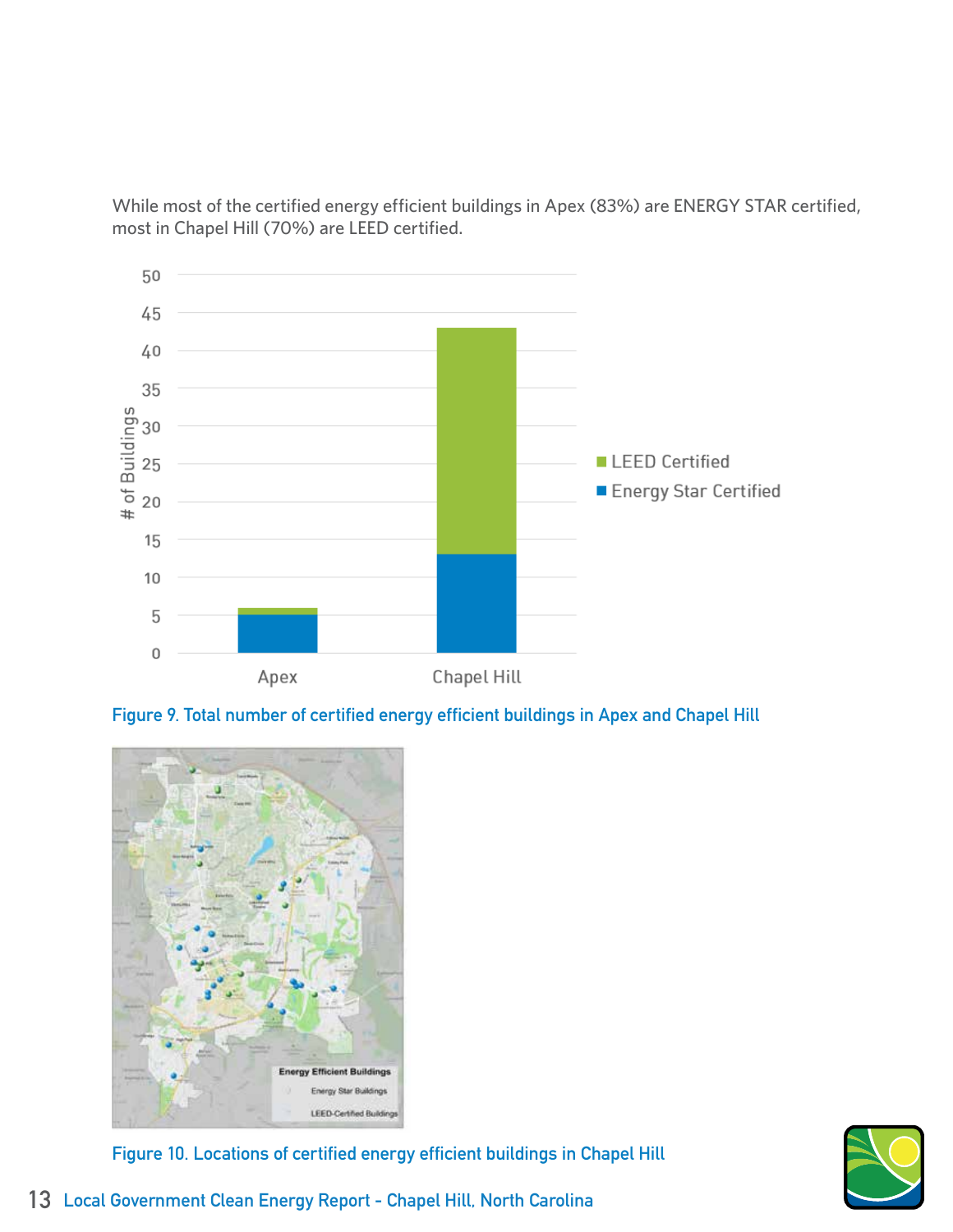While most of the certified energy efficient buildings in Apex (83%) are ENERGY STAR certified, most in Chapel Hill (70%) are LEED certified.

Figure 9. Total number of certified energy efficient buildings in Apex and Chapel Hill

Figure 10. Locations of certified energy efficient buildings in Chapel Hill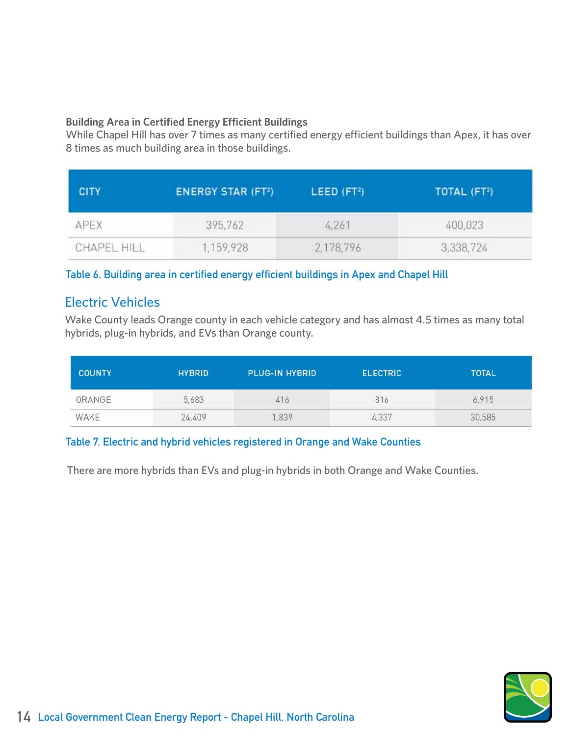**Building Area in Certified Energy Efficient Buildings**

While Chapel Hill has over 7 times as many certified energy efficient buildings than Apex, it has over 8 times as much building area in those buildings.

| CITY | ENERGY STAR (FT²) | LEED (FT²) | TOTAL (FT²) |
|---|---|---|---|
| APEX | 395,762 | 4,261 | 400,023 |
| CHAPEL HILL | 1,159,928 | 2,178,796 | 3,338,724 |

Table 6. Building area in certified energy efficient buildings in Apex and Chapel Hill

## Electric Vehicles

Wake County leads Orange county in each vehicle category and has almost 4.5 times as many total hybrids, plug-in hybrids, and EVs than Orange county.

| COUNTY | HYBRID | PLUG-IN HYBRID | ELECTRIC | TOTAL |
|---|---|---|---|---|
| ORANGE | 5,683 | 416 | 816 | 6,915 |
| WAKE | 24,409 | 1,839 | 4,337 | 30,585 |

Table 7. Electric and hybrid vehicles registered in Orange and Wake Counties

There are more hybrids than EVs and plug-in hybrids in both Orange and Wake Counties.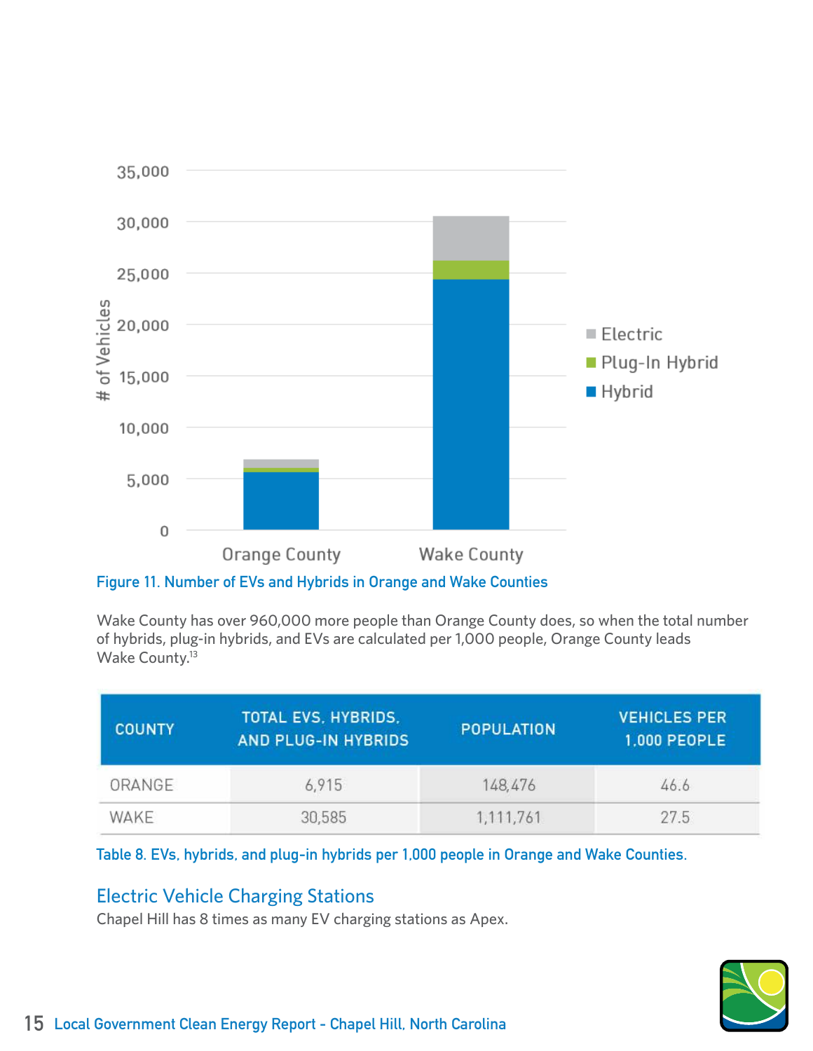Figure 11. Number of EVs and Hybrids in Orange and Wake Counties

Wake County has over 960,000 more people than Orange County does, so when the total number of hybrids, plug-in hybrids, and EVs are calculated per 1,000 people, Orange County leads Wake County.[13]

| COUNTY | TOTAL EVS, HYBRIDS, AND PLUG-IN HYBRIDS | POPULATION | VEHICLES PER 1,000 PEOPLE |
|---|---|---|---|
| ORANGE | 6,915 | 148,476 | 46.6 |
| WAKE | 30,585 | 1,111,761 | 27.5 |

Table 8. EVs, hybrids, and plug-in hybrids per 1,000 people in Orange and Wake Counties.

## Electric Vehicle Charging Stations

Chapel Hill has 8 times as many EV charging stations as Apex.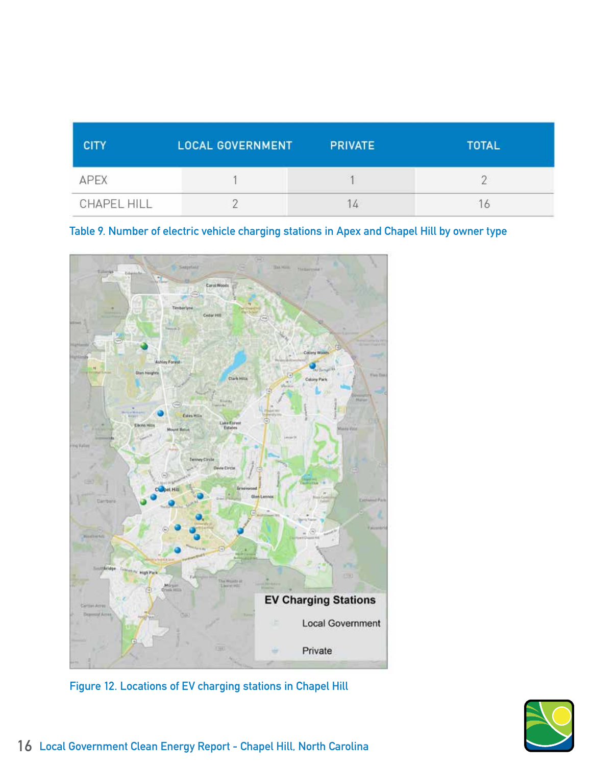| CITY | LOCAL GOVERNMENT | PRIVATE | TOTAL |
| --- | --- | --- | --- |
| APEX | 1 | 1 | 2 |
| CHAPEL HILL | 2 | 14 | 16 |

Table 9. Number of electric vehicle charging stations in Apex and Chapel Hill by owner type

Figure 12. Locations of EV charging stations in Chapel Hill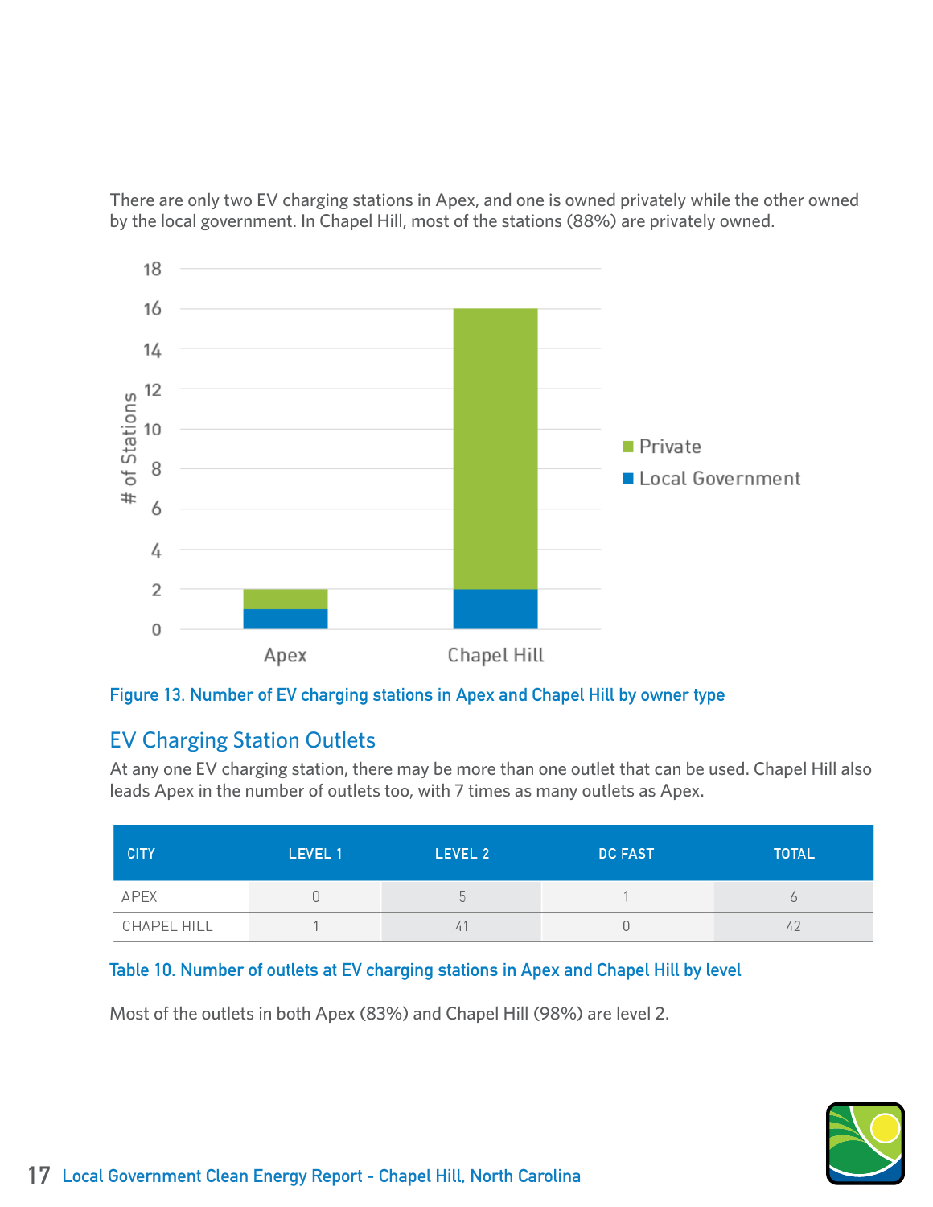There are only two EV charging stations in Apex, and one is owned privately while the other owned by the local government. In Chapel Hill, most of the stations (88%) are privately owned.

Figure 13. Number of EV charging stations in Apex and Chapel Hill by owner type

## EV Charging Station Outlets

At any one EV charging station, there may be more than one outlet that can be used. Chapel Hill also leads Apex in the number of outlets too, with 7 times as many outlets as Apex.

| CITY | LEVEL 1 | LEVEL 2 | DC FAST | TOTAL |
|---|---|---|---|---|
| APEX | 0 | 5 | 1 | 6 |
| CHAPEL HILL | 1 | 41 | 0 | 42 |

Table 10. Number of outlets at EV charging stations in Apex and Chapel Hill by level

Most of the outlets in both Apex (83%) and Chapel Hill (98%) are level 2.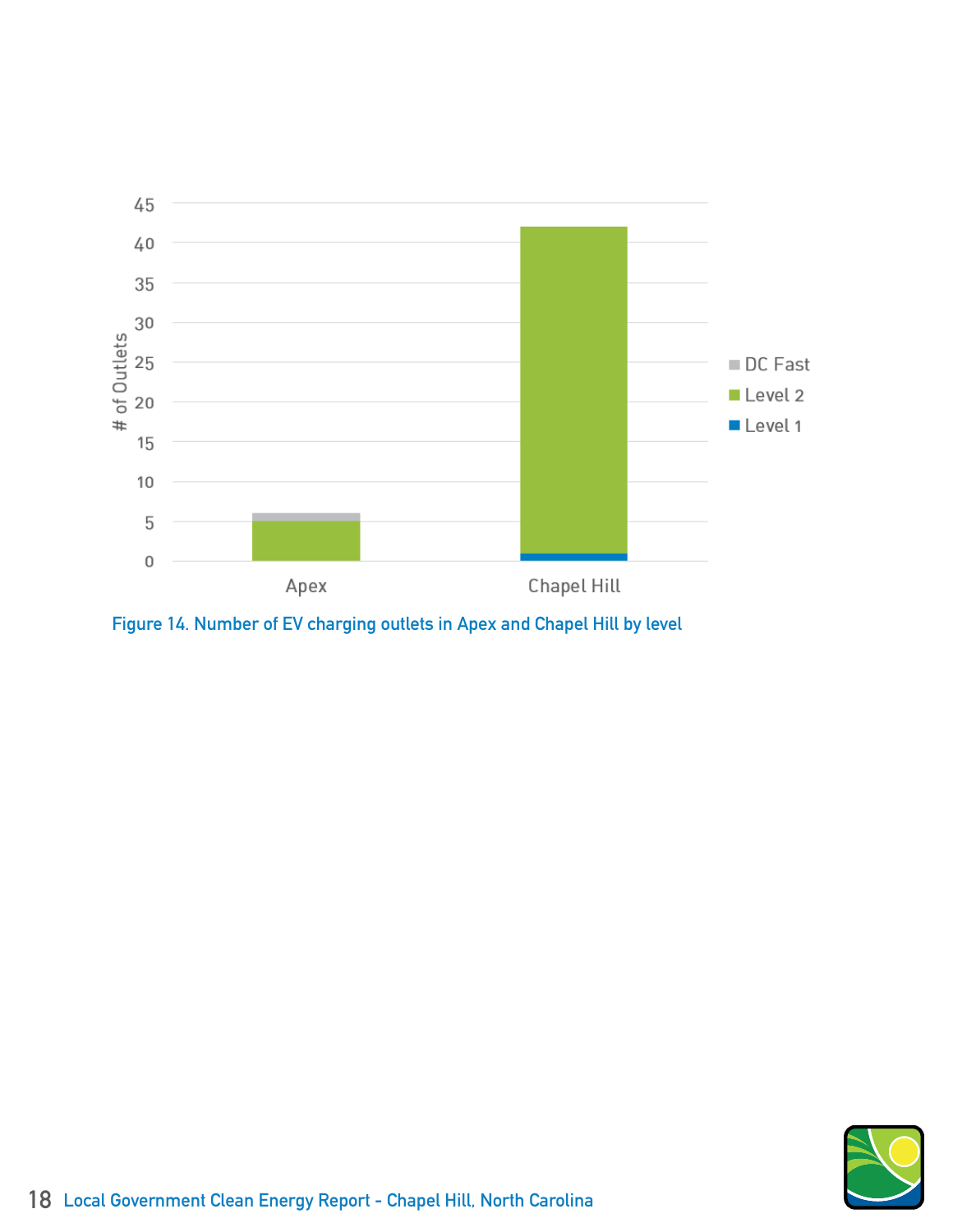Figure 14. Number of EV charging outlets in Apex and Chapel Hill by level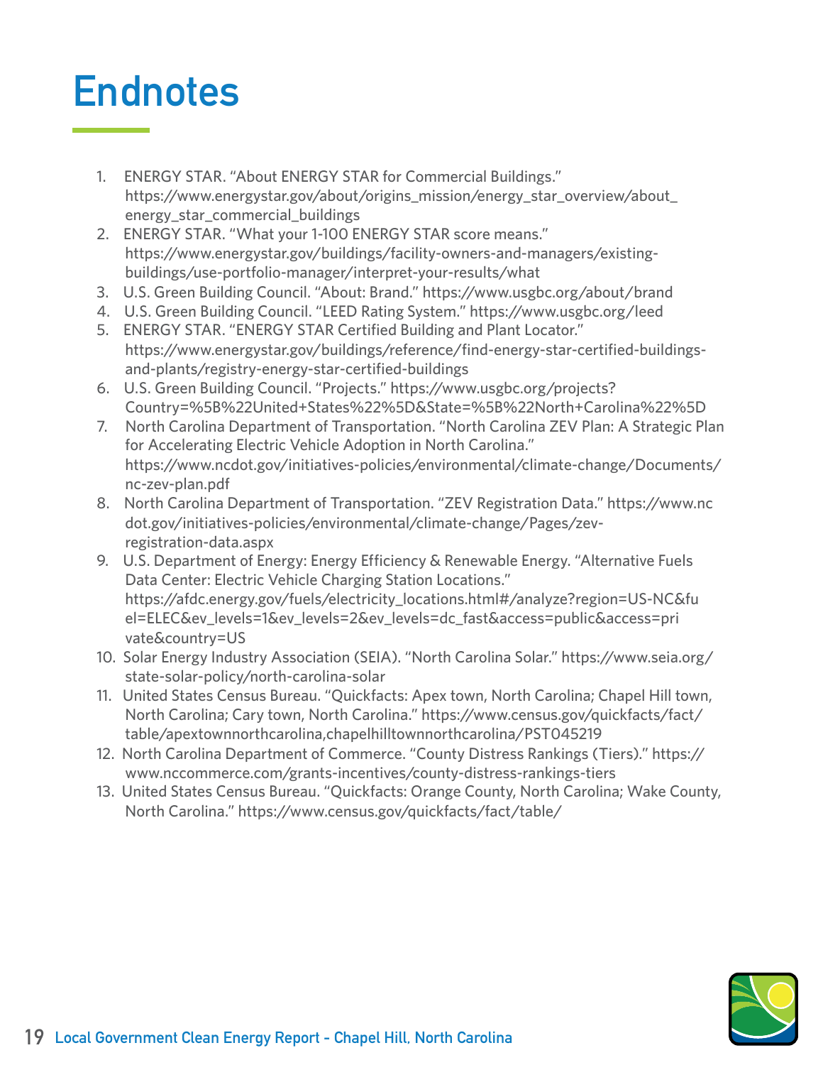# Endnotes

1. ENERGY STAR. "About ENERGY STAR for Commercial Buildings." https://www.energystar.gov/about/origins_mission/energy_star_overview/about_energy_star_commercial_buildings
2. ENERGY STAR. "What your 1-100 ENERGY STAR score means." https://www.energystar.gov/buildings/facility-owners-and-managers/existing-buildings/use-portfolio-manager/interpret-your-results/what
3. U.S. Green Building Council. "About: Brand." https://www.usgbc.org/about/brand
4. U.S. Green Building Council. "LEED Rating System." https://www.usgbc.org/leed
5. ENERGY STAR. "ENERGY STAR Certified Building and Plant Locator." https://www.energystar.gov/buildings/reference/find-energy-star-certified-buildings-and-plants/registry-energy-star-certified-buildings
6. U.S. Green Building Council. "Projects." https://www.usgbc.org/projects?Country=%5B%22United+States%22%5D&State=%5B%22North+Carolina%22%5D
7. North Carolina Department of Transportation. "North Carolina ZEV Plan: A Strategic Plan for Accelerating Electric Vehicle Adoption in North Carolina." https://www.ncdot.gov/initiatives-policies/environmental/climate-change/Documents/nc-zev-plan.pdf
8. North Carolina Department of Transportation. "ZEV Registration Data." https://www.ncdot.gov/initiatives-policies/environmental/climate-change/Pages/zev-registration-data.aspx
9. U.S. Department of Energy: Energy Efficiency & Renewable Energy. "Alternative Fuels Data Center: Electric Vehicle Charging Station Locations." https://afdc.energy.gov/fuels/electricity_locations.html#/analyze?region=US-NC&fuel=ELEC&ev_levels=1&ev_levels=2&ev_levels=dc_fast&access=public&access=private&country=US
10. Solar Energy Industry Association (SEIA). "North Carolina Solar." https://www.seia.org/state-solar-policy/north-carolina-solar
11. United States Census Bureau. "Quickfacts: Apex town, North Carolina; Chapel Hill town, North Carolina; Cary town, North Carolina." https://www.census.gov/quickfacts/fact/table/apextownnorthcarolina,chapelhilltownnorthcarolina/PST045219
12. North Carolina Department of Commerce. "County Distress Rankings (Tiers)." https://www.nccommerce.com/grants-incentives/county-distress-rankings-tiers
13. United States Census Bureau. "Quickfacts: Orange County, North Carolina; Wake County, North Carolina." https://www.census.gov/quickfacts/fact/table/